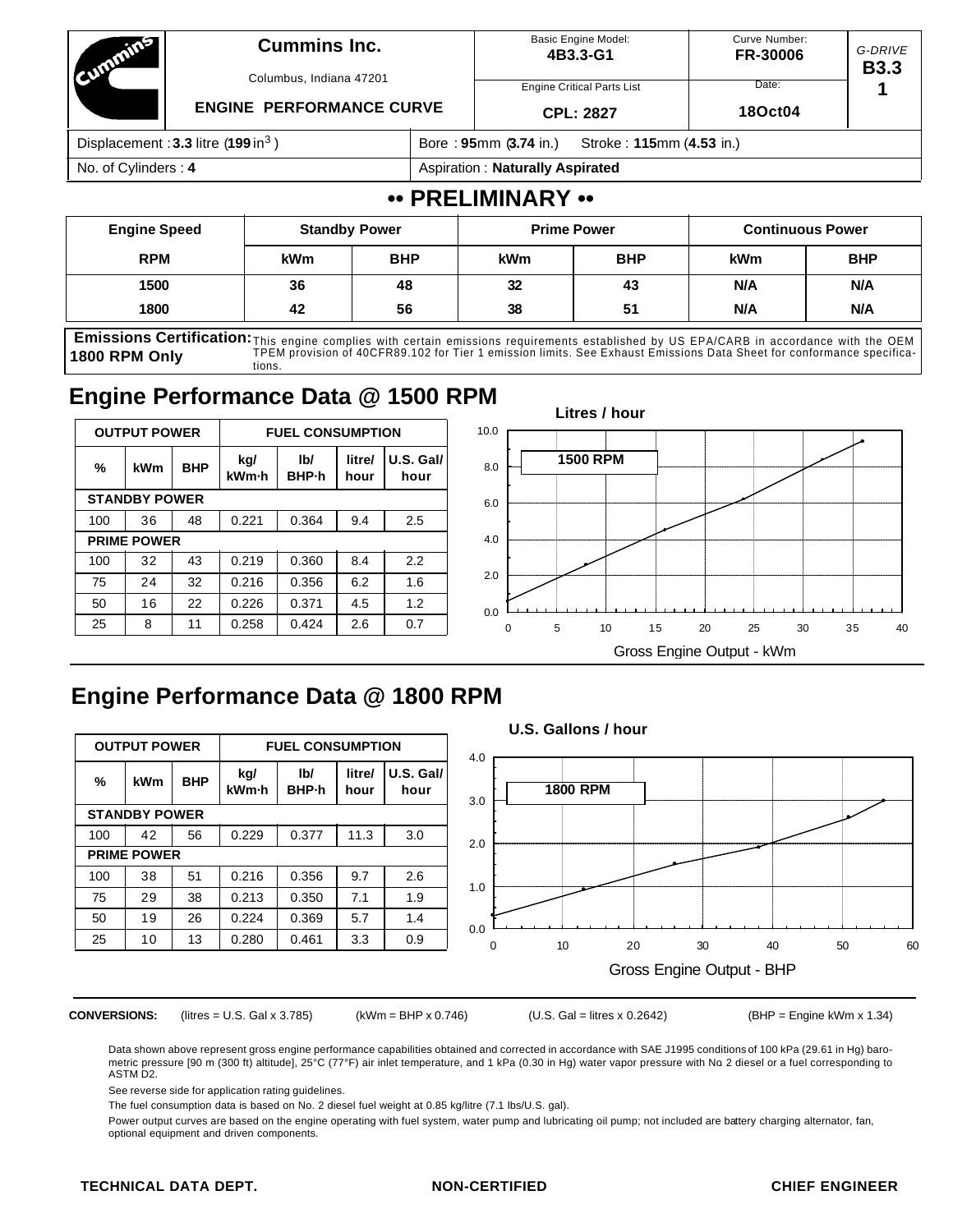# Cummins Inc.

Columbus, Indiana 47201

**ENGINE PERFORMANCE CURVE**

| Basic Engine Model: | Curve Number: | *G-DRIVE* |
|---|---|---|
| **4B3.3-G1** | **FR-30006** | **B3.3** |
| Engine Critical Parts List | Date: | **1** |
| **CPL: 2827** | **18Oct04** | |

| | |
|---|---|
| Displacement : **3.3** litre (**199** in$^3$) | Bore : **95**mm (**3.74** in.) Stroke : **115**mm (**4.53** in.) |
| No. of Cylinders : **4** | Aspiration : **Naturally Aspirated** |

## •• PRELIMINARY ••

| Engine Speed | Standby Power | | Prime Power | | Continuous Power | |
|---|---|---|---|---|---|---|
| **RPM** | **kWm** | **BHP** | **kWm** | **BHP** | **kWm** | **BHP** |
| **1500** | **36** | **48** | **32** | **43** | **N/A** | **N/A** |
| **1800** | **42** | **56** | **38** | **51** | **N/A** | **N/A** |

**Emissions Certification: 1800 RPM Only** This engine complies with certain emissions requirements established by US EPA/CARB in accordance with the OEM TPEM provision of 40CFR89.102 for Tier 1 emission limits. See Exhaust Emissions Data Sheet for conformance specifications.

## Engine Performance Data @ 1500 RPM

| OUTPUT POWER | | | FUEL CONSUMPTION | | | |
|---|---|---|---|---|---|---|
| **%** | **kWm** | **BHP** | **kg/ kWm·h** | **lb/ BHP·h** | **litre/ hour** | **U.S. Gal/ hour** |
| **STANDBY POWER** | | | | | | |
| 100 | 36 | 48 | 0.221 | 0.364 | 9.4 | 2.5 |
| **PRIME POWER** | | | | | | |
| 100 | 32 | 43 | 0.219 | 0.360 | 8.4 | 2.2 |
| 75 | 24 | 32 | 0.216 | 0.356 | 6.2 | 1.6 |
| 50 | 16 | 22 | 0.226 | 0.371 | 4.5 | 1.2 |
| 25 | 8 | 11 | 0.258 | 0.424 | 2.6 | 0.7 |

## Engine Performance Data @ 1800 RPM

| OUTPUT POWER | | | FUEL CONSUMPTION | | | |
|---|---|---|---|---|---|---|
| **%** | **kWm** | **BHP** | **kg/ kWm·h** | **lb/ BHP·h** | **litre/ hour** | **U.S. Gal/ hour** |
| **STANDBY POWER** | | | | | | |
| 100 | 42 | 56 | 0.229 | 0.377 | 11.3 | 3.0 |
| **PRIME POWER** | | | | | | |
| 100 | 38 | 51 | 0.216 | 0.356 | 9.7 | 2.6 |
| 75 | 29 | 38 | 0.213 | 0.350 | 7.1 | 1.9 |
| 50 | 19 | 26 | 0.224 | 0.369 | 5.7 | 1.4 |
| 25 | 10 | 13 | 0.280 | 0.461 | 3.3 | 0.9 |

**CONVERSIONS:** (litres = U.S. Gal x 3.785) (kWm = BHP x 0.746) (U.S. Gal = litres x 0.2642) (BHP = Engine kWm x 1.34)

Data shown above represent gross engine performance capabilities obtained and corrected in accordance with SAE J1995 conditions of 100 kPa (29.61 in Hg) barometric pressure [90 m (300 ft) altitude], 25°C (77°F) air inlet temperature, and 1 kPa (0.30 in Hg) water vapor pressure with No. 2 diesel or a fuel corresponding to ASTM D2.

See reverse side for application rating guidelines.

The fuel consumption data is based on No. 2 diesel fuel weight at 0.85 kg/litre (7.1 lbs/U.S. gal).

Power output curves are based on the engine operating with fuel system, water pump and lubricating oil pump; not included are battery charging alternator, fan, optional equipment and driven components.

**TECHNICAL DATA DEPT.** **NON-CERTIFIED** **CHIEF ENGINEER**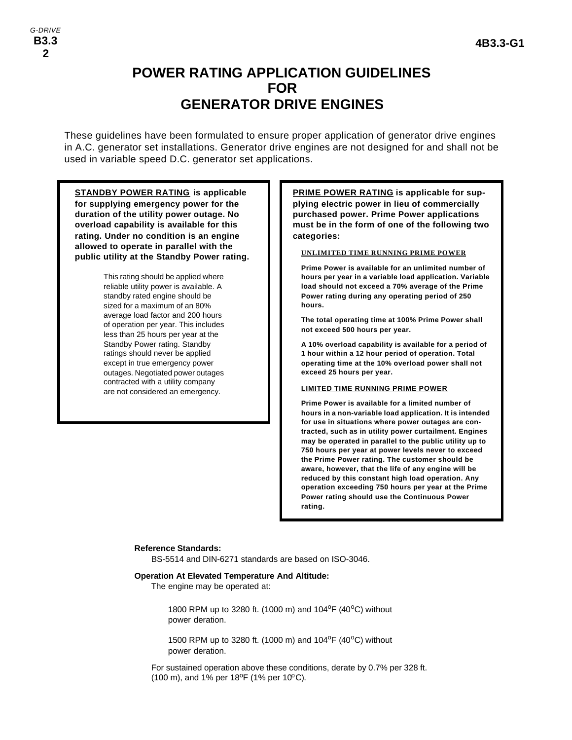# POWER RATING APPLICATION GUIDELINES FOR GENERATOR DRIVE ENGINES

These guidelines have been formulated to ensure proper application of generator drive engines in A.C. generator set installations. Generator drive engines are not designed for and shall not be used in variable speed D.C. generator set applications.

**STANDBY POWER RATING is applicable for supplying emergency power for the duration of the utility power outage. No overload capability is available for this rating. Under no condition is an engine allowed to operate in parallel with the public utility at the Standby Power rating.**

This rating should be applied where reliable utility power is available. A standby rated engine should be sized for a maximum of an 80% average load factor and 200 hours of operation per year. This includes less than 25 hours per year at the Standby Power rating. Standby ratings should never be applied except in true emergency power outages. Negotiated power outages contracted with a utility company are not considered an emergency.

**PRIME POWER RATING is applicable for supplying electric power in lieu of commercially purchased power. Prime Power applications must be in the form of one of the following two categories:**

**UNLIMITED TIME RUNNING PRIME POWER**

**Prime Power is available for an unlimited number of hours per year in a variable load application. Variable load should not exceed a 70% average of the Prime Power rating during any operating period of 250 hours.**

**The total operating time at 100% Prime Power shall not exceed 500 hours per year.**

**A 10% overload capability is available for a period of 1 hour within a 12 hour period of operation. Total operating time at the 10% overload power shall not exceed 25 hours per year.**

**LIMITED TIME RUNNING PRIME POWER**

**Prime Power is available for a limited number of hours in a non-variable load application. It is intended for use in situations where power outages are contracted, such as in utility power curtailment. Engines may be operated in parallel to the public utility up to 750 hours per year at power levels never to exceed the Prime Power rating. The customer should be aware, however, that the life of any engine will be reduced by this constant high load operation. Any operation exceeding 750 hours per year at the Prime Power rating should use the Continuous Power rating.**

**Reference Standards:**

BS-5514 and DIN-6271 standards are based on ISO-3046.

**Operation At Elevated Temperature And Altitude:**

The engine may be operated at:

1800 RPM up to 3280 ft. (1000 m) and 104$^{o}$F (40$^{o}$C) without power deration.

1500 RPM up to 3280 ft. (1000 m) and 104$^{o}$F (40$^{o}$C) without power deration.

For sustained operation above these conditions, derate by 0.7% per 328 ft. (100 m), and 1% per 18$^{o}$F (1% per 10$^{o}$C).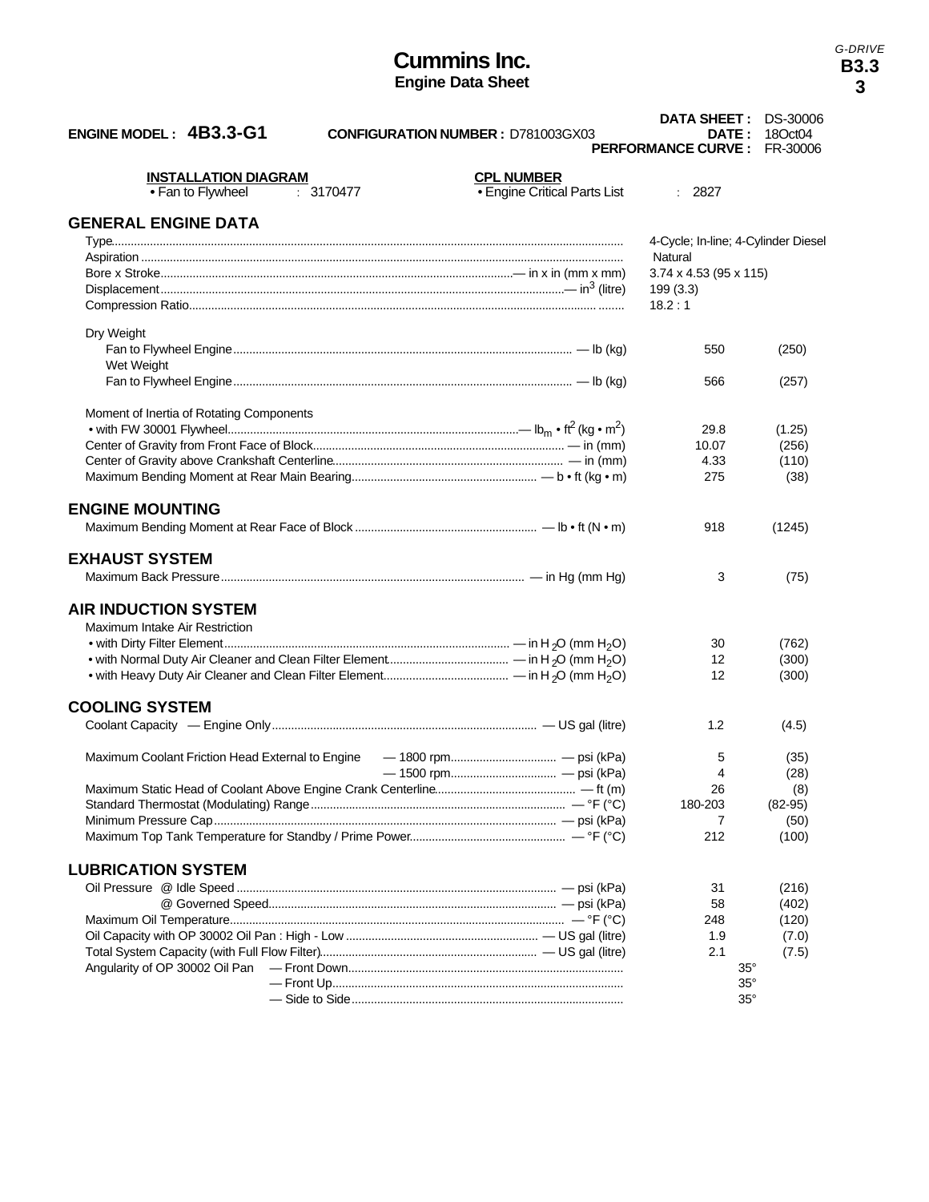# Cummins Inc.

**Engine Data Sheet**

*G-DRIVE*
**B3.3**

**ENGINE MODEL : 4B3.3-G1** **CONFIGURATION NUMBER :** D781003GX03

**DATA SHEET :** DS-30006
**DATE :** 18Oct04
**PERFORMANCE CURVE :** FR-30006

**INSTALLATION DIAGRAM**
• Fan to Flywheel : 3170477

**CPL NUMBER**
• Engine Critical Parts List : 2827

## GENERAL ENGINE DATA

| | | |
|---|---|---|
| Type | 4-Cycle; In-line; 4-Cylinder Diesel | |
| Aspiration | Natural | |
| Bore x Stroke — in x in (mm x mm) | 3.74 x 4.53 (95 x 115) | |
| Displacement — $in^3$ (litre) | 199 (3.3) | |
| Compression Ratio | 18.2 : 1 | |
| Dry Weight | | |
| Fan to Flywheel Engine — lb (kg) | 550 | (250) |
| Wet Weight | | |
| Fan to Flywheel Engine — lb (kg) | 566 | (257) |
| Moment of Inertia of Rotating Components | | |
| • with FW 30001 Flywheel — $lb_m \cdot ft^2$ ($kg \cdot m^2$) | 29.8 | (1.25) |
| Center of Gravity from Front Face of Block — in (mm) | 10.07 | (256) |
| Center of Gravity above Crankshaft Centerline — in (mm) | 4.33 | (110) |
| Maximum Bending Moment at Rear Main Bearing — b • ft (kg • m) | 275 | (38) |

## ENGINE MOUNTING

| | | |
|---|---|---|
| Maximum Bending Moment at Rear Face of Block — lb • ft (N • m) | 918 | (1245) |

## EXHAUST SYSTEM

| | | |
|---|---|---|
| Maximum Back Pressure — in Hg (mm Hg) | 3 | (75) |

## AIR INDUCTION SYSTEM

| | | |
|---|---|---|
| Maximum Intake Air Restriction | | |
| • with Dirty Filter Element — in $H_2O$ (mm $H_2O$) | 30 | (762) |
| • with Normal Duty Air Cleaner and Clean Filter Element — in $H_2O$ (mm $H_2O$) | 12 | (300) |
| • with Heavy Duty Air Cleaner and Clean Filter Element — in $H_2O$ (mm $H_2O$) | 12 | (300) |

## COOLING SYSTEM

| | | |
|---|---|---|
| Coolant Capacity — Engine Only — US gal (litre) | 1.2 | (4.5) |
| Maximum Coolant Friction Head External to Engine — 1800 rpm — psi (kPa) | 5 | (35) |
| — 1500 rpm — psi (kPa) | 4 | (28) |
| Maximum Static Head of Coolant Above Engine Crank Centerline — ft (m) | 26 | (8) |
| Standard Thermostat (Modulating) Range — °F (°C) | 180-203 | (82-95) |
| Minimum Pressure Cap — psi (kPa) | 7 | (50) |
| Maximum Top Tank Temperature for Standby / Prime Power — °F (°C) | 212 | (100) |

## LUBRICATION SYSTEM

| | | |
|---|---|---|
| Oil Pressure @ Idle Speed — psi (kPa) | 31 | (216) |
| @ Governed Speed — psi (kPa) | 58 | (402) |
| Maximum Oil Temperature — °F (°C) | 248 | (120) |
| Oil Capacity with OP 30002 Oil Pan : High - Low — US gal (litre) | 1.9 | (7.0) |
| Total System Capacity (with Full Flow Filter) — US gal (litre) | 2.1 | (7.5) |
| Angularity of OP 30002 Oil Pan — Front Down | 35° | |
| — Front Up | 35° | |
| — Side to Side | 35° | |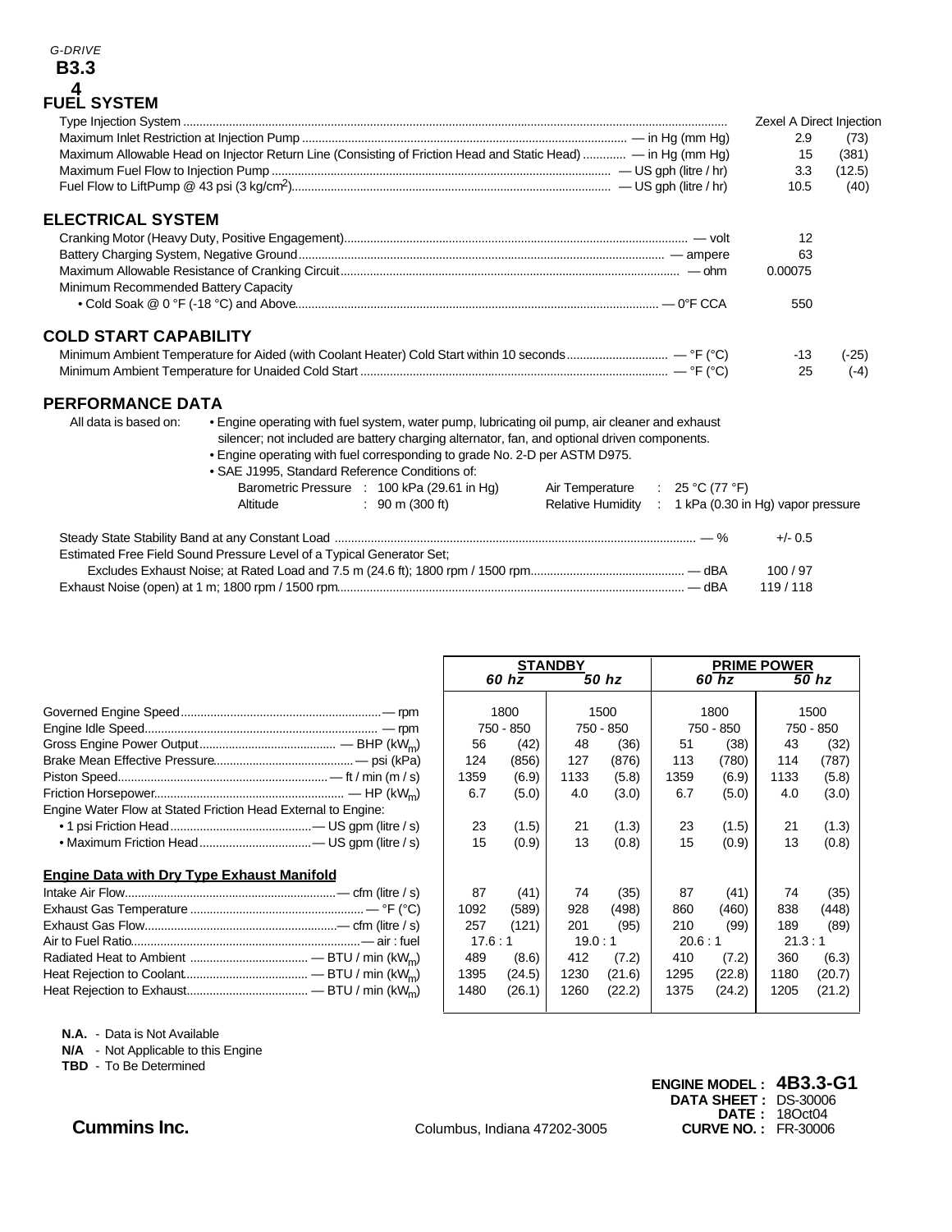## FUEL SYSTEM

| | | |
|---|---|---|
| Type Injection System | Zexel A Direct Injection | |
| Maximum Inlet Restriction at Injection Pump — in Hg (mm Hg) | 2.9 | (73) |
| Maximum Allowable Head on Injector Return Line (Consisting of Friction Head and Static Head) — in Hg (mm Hg) | 15 | (381) |
| Maximum Fuel Flow to Injection Pump — US gph (litre / hr) | 3.3 | (12.5) |
| Fuel Flow to LiftPump @ 43 psi (3 kg/cm$^2$) — US gph (litre / hr) | 10.5 | (40) |

## ELECTRICAL SYSTEM

| | |
|---|---|
| Cranking Motor (Heavy Duty, Positive Engagement) — volt | 12 |
| Battery Charging System, Negative Ground — ampere | 63 |
| Maximum Allowable Resistance of Cranking Circuit — ohm | 0.00075 |
| Minimum Recommended Battery Capacity | |
| • Cold Soak @ 0 °F (-18 °C) and Above — 0°F CCA | 550 |

## COLD START CAPABILITY

| | | |
|---|---|---|
| Minimum Ambient Temperature for Aided (with Coolant Heater) Cold Start within 10 seconds — °F (°C) | -13 | (-25) |
| Minimum Ambient Temperature for Unaided Cold Start — °F (°C) | 25 | (-4) |

## PERFORMANCE DATA

All data is based on:

- Engine operating with fuel system, water pump, lubricating oil pump, air cleaner and exhaust silencer; not included are battery charging alternator, fan, and optional driven components.
- Engine operating with fuel corresponding to grade No. 2-D per ASTM D975.
- SAE J1995, Standard Reference Conditions of:
  - Barometric Pressure : 100 kPa (29.61 in Hg) — Air Temperature : 25 °C (77 °F)
  - Altitude : 90 m (300 ft) — Relative Humidity : 1 kPa (0.30 in Hg) vapor pressure

| | |
|---|---|
| Steady State Stability Band at any Constant Load — % | +/- 0.5 |
| Estimated Free Field Sound Pressure Level of a Typical Generator Set; Excludes Exhaust Noise; at Rated Load and 7.5 m (24.6 ft); 1800 rpm / 1500 rpm — dBA | 100 / 97 |
| Exhaust Noise (open) at 1 m; 1800 rpm / 1500 rpm — dBA | 119 / 118 |

| | STANDBY | | | | PRIME POWER | | | |
|---|---|---|---|---|---|---|---|---|
| | 60 hz | | 50 hz | | 60 hz | | 50 hz | |
| Governed Engine Speed — rpm | 1800 | | 1500 | | 1800 | | 1500 | |
| Engine Idle Speed — rpm | 750 - 850 | | 750 - 850 | | 750 - 850 | | 750 - 850 | |
| Gross Engine Power Output — BHP ($kW_m$) | 56 | (42) | 48 | (36) | 51 | (38) | 43 | (32) |
| Brake Mean Effective Pressure — psi (kPa) | 124 | (856) | 127 | (876) | 113 | (780) | 114 | (787) |
| Piston Speed — ft / min (m / s) | 1359 | (6.9) | 1133 | (5.8) | 1359 | (6.9) | 1133 | (5.8) |
| Friction Horsepower — HP ($kW_m$) | 6.7 | (5.0) | 4.0 | (3.0) | 6.7 | (5.0) | 4.0 | (3.0) |
| Engine Water Flow at Stated Friction Head External to Engine: | | | | | | | | |
| • 1 psi Friction Head — US gpm (litre / s) | 23 | (1.5) | 21 | (1.3) | 23 | (1.5) | 21 | (1.3) |
| • Maximum Friction Head — US gpm (litre / s) | 15 | (0.9) | 13 | (0.8) | 15 | (0.9) | 13 | (0.8) |
| **Engine Data with Dry Type Exhaust Manifold** | | | | | | | | |
| Intake Air Flow — cfm (litre / s) | 87 | (41) | 74 | (35) | 87 | (41) | 74 | (35) |
| Exhaust Gas Temperature — °F (°C) | 1092 | (589) | 928 | (498) | 860 | (460) | 838 | (448) |
| Exhaust Gas Flow — cfm (litre / s) | 257 | (121) | 201 | (95) | 210 | (99) | 189 | (89) |
| Air to Fuel Ratio — air : fuel | 17.6 : 1 | | 19.0 : 1 | | 20.6 : 1 | | 21.3 : 1 | |
| Radiated Heat to Ambient — BTU / min ($kW_m$) | 489 | (8.6) | 412 | (7.2) | 410 | (7.2) | 360 | (6.3) |
| Heat Rejection to Coolant — BTU / min ($kW_m$) | 1395 | (24.5) | 1230 | (21.6) | 1295 | (22.8) | 1180 | (20.7) |
| Heat Rejection to Exhaust — BTU / min ($kW_m$) | 1480 | (26.1) | 1260 | (22.2) | 1375 | (24.2) | 1205 | (21.2) |

**N.A.** - Data is Not Available
**N/A** - Not Applicable to this Engine
**TBD** - To Be Determined

**ENGINE MODEL : 4B3.3-G1**
**DATA SHEET :** DS-30006
**DATE :** 18Oct04
**CURVE NO. :** FR-30006

**Cummins Inc.** Columbus, Indiana 47202-3005